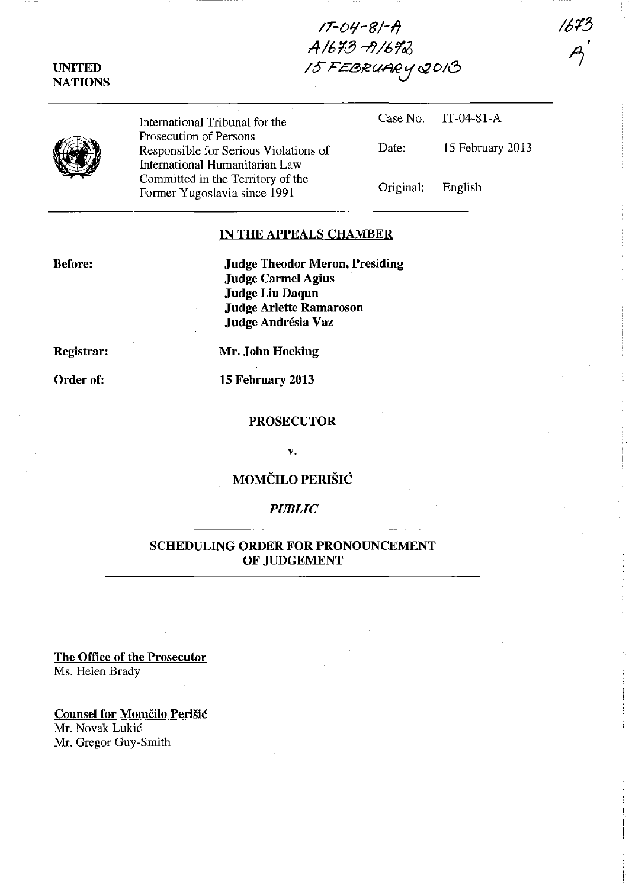IT-04-81-A
A1673-A1672
15 FEBRUARY 2013

1673
A

**UNITED NATIONS**

| International Tribunal for the Prosecution of Persons Responsible for Serious Violations of International Humanitarian Law Committed in the Territory of the Former Yugoslavia since 1991 | Case No. | IT-04-81-A |
|---|---|---|
| | Date: | 15 February 2013 |
| | Original: | English |

## IN THE APPEALS CHAMBER

**Before:**

**Judge Theodor Meron, Presiding**
**Judge Carmel Agius**
**Judge Liu Daqun**
**Judge Arlette Ramaroson**
**Judge Andrésia Vaz**

**Registrar:** **Mr. John Hocking**

**Order of:** **15 February 2013**

**PROSECUTOR**

**v.**

**MOMČILO PERIŠIĆ**

***PUBLIC***

## SCHEDULING ORDER FOR PRONOUNCEMENT OF JUDGEMENT

**The Office of the Prosecutor**
Ms. Helen Brady

**Counsel for Momčilo Perišić**
Mr. Novak Lukić
Mr. Gregor Guy-Smith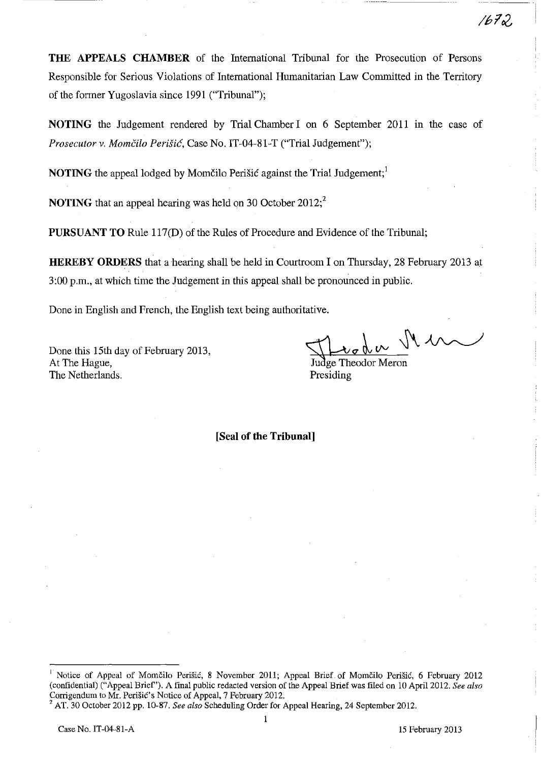**THE APPEALS CHAMBER** of the International Tribunal for the Prosecution of Persons Responsible for Serious Violations of International Humanitarian Law Committed in the Territory of the former Yugoslavia since 1991 ("Tribunal");

**NOTING** the Judgement rendered by Trial Chamber I on 6 September 2011 in the case of *Prosecutor v. Momčilo Perišić*, Case No. IT-04-81-T ("Trial Judgement");

**NOTING** the appeal lodged by Momčilo Perišić against the Trial Judgement;[1]

**NOTING** that an appeal hearing was held on 30 October 2012;[2]

**PURSUANT TO** Rule 117(D) of the Rules of Procedure and Evidence of the Tribunal;

**HEREBY ORDERS** that a hearing shall be held in Courtroom I on Thursday, 28 February 2013 at 3:00 p.m., at which time the Judgement in this appeal shall be pronounced in public.

Done in English and French, the English text being authoritative.

Done this 15th day of February 2013,
At The Hague,
The Netherlands.

Judge Theodor Meron
Presiding

**[Seal of the Tribunal]**

---

[1] Notice of Appeal of Momčilo Perišić, 8 November 2011; Appeal Brief of Momčilo Perišić, 6 February 2012 (confidential) ("Appeal Brief"). A final public redacted version of the Appeal Brief was filed on 10 April 2012. *See also* Corrigendum to Mr. Perišić's Notice of Appeal, 7 February 2012.

[2] AT. 30 October 2012 pp. 10-87. *See also* Scheduling Order for Appeal Hearing, 24 September 2012.